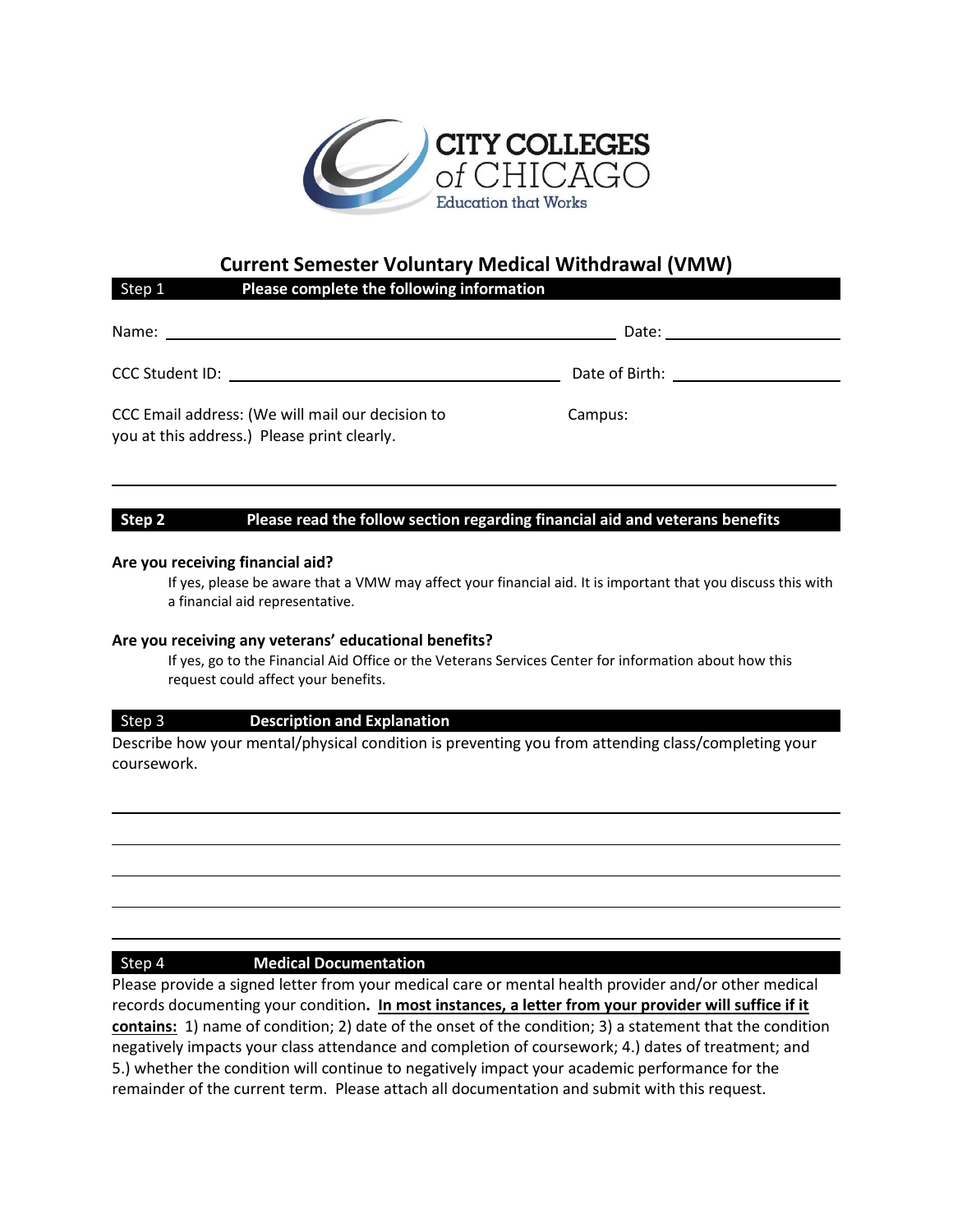CITY COLLEGES of CHICAGO
Education that Works

# Current Semester Voluntary Medical Withdrawal (VMW)

## Step 1 Please complete the following information

Name: ______________________________ Date: ______________

CCC Student ID: ______________________ Date of Birth: ______________

CCC Email address: (We will mail our decision to you at this address.) Please print clearly. Campus:

______________________________________________________________

## Step 2 Please read the follow section regarding financial aid and veterans benefits

**Are you receiving financial aid?**

If yes, please be aware that a VMW may affect your financial aid. It is important that you discuss this with a financial aid representative.

**Are you receiving any veterans' educational benefits?**

If yes, go to the Financial Aid Office or the Veterans Services Center for information about how this request could affect your benefits.

## Step 3 Description and Explanation

Describe how your mental/physical condition is preventing you from attending class/completing your coursework.

______________________________________________________________

______________________________________________________________

______________________________________________________________

______________________________________________________________

______________________________________________________________

## Step 4 Medical Documentation

Please provide a signed letter from your medical care or mental health provider and/or other medical records documenting your condition**. In most instances, a letter from your provider will suffice if it contains:** 1) name of condition; 2) date of the onset of the condition; 3) a statement that the condition negatively impacts your class attendance and completion of coursework; 4.) dates of treatment; and 5.) whether the condition will continue to negatively impact your academic performance for the remainder of the current term. Please attach all documentation and submit with this request.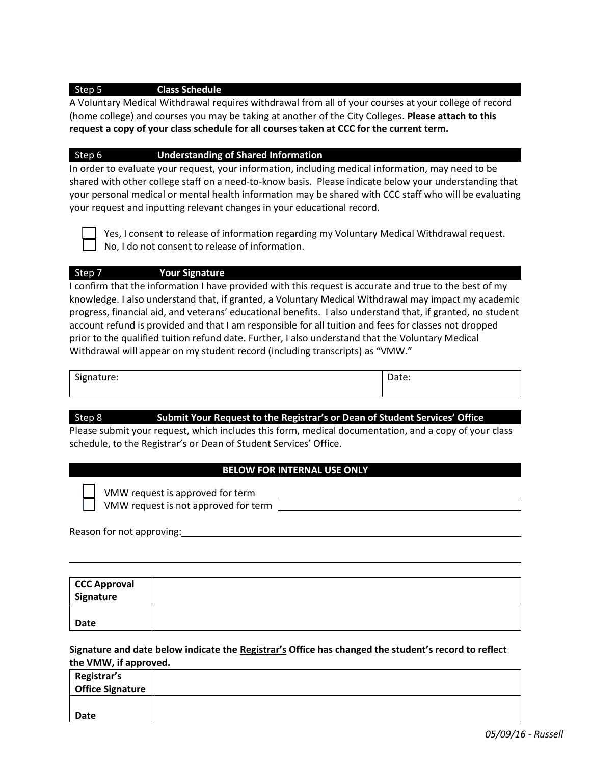## Step 5 Class Schedule

A Voluntary Medical Withdrawal requires withdrawal from all of your courses at your college of record (home college) and courses you may be taking at another of the City Colleges. **Please attach to this request a copy of your class schedule for all courses taken at CCC for the current term.**

## Step 6 Understanding of Shared Information

In order to evaluate your request, your information, including medical information, may need to be shared with other college staff on a need-to-know basis. Please indicate below your understanding that your personal medical or mental health information may be shared with CCC staff who will be evaluating your request and inputting relevant changes in your educational record.

- ☐ Yes, I consent to release of information regarding my Voluntary Medical Withdrawal request.
- ☐ No, I do not consent to release of information.

## Step 7 Your Signature

I confirm that the information I have provided with this request is accurate and true to the best of my knowledge. I also understand that, if granted, a Voluntary Medical Withdrawal may impact my academic progress, financial aid, and veterans' educational benefits. I also understand that, if granted, no student account refund is provided and that I am responsible for all tuition and fees for classes not dropped prior to the qualified tuition refund date. Further, I also understand that the Voluntary Medical Withdrawal will appear on my student record (including transcripts) as "VMW."

| Signature: | Date: |
| --- | --- |

## Step 8 Submit Your Request to the Registrar's or Dean of Student Services' Office

Please submit your request, which includes this form, medical documentation, and a copy of your class schedule, to the Registrar's or Dean of Student Services' Office.

## BELOW FOR INTERNAL USE ONLY

- ☐ VMW request is approved for term ______________________________
- ☐ VMW request is not approved for term ______________________________

Reason for not approving: ______________________________

______________________________

| | |
| --- | --- |
| **CCC Approval Signature** | |
| **Date** | |

**Signature and date below indicate the <u>Registrar's</u> Office has changed the student's record to reflect the VMW, if approved.**

| | |
| --- | --- |
| **<u>Registrar's</u> Office Signature** | |
| **Date** | |

*05/09/16 - Russell*